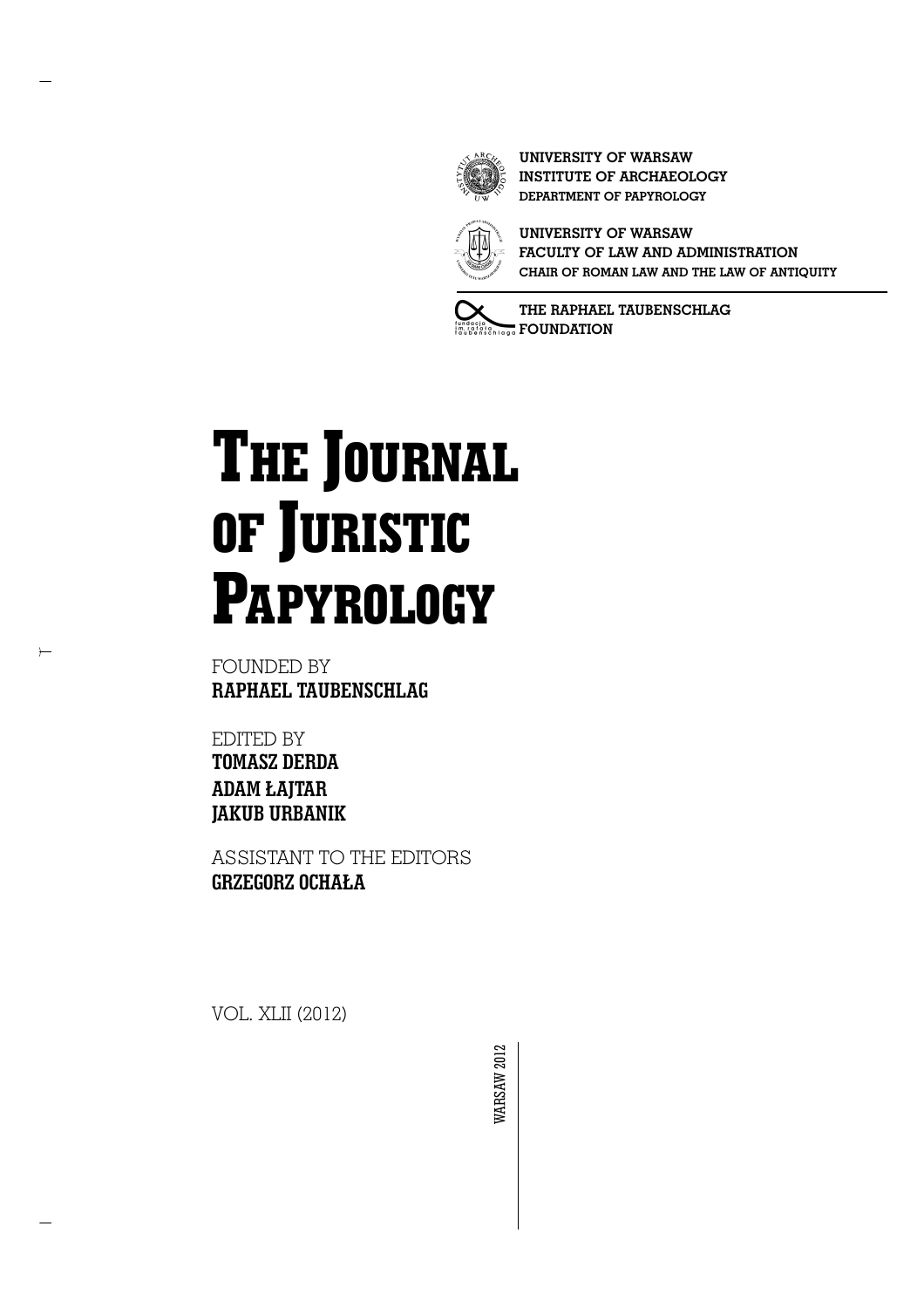UNIVERSITY OF WARSAW
INSTITUTE OF ARCHAEOLOGY
DEPARTMENT OF PAPYROLOGY

UNIVERSITY OF WARSAW
FACULTY OF LAW AND ADMINISTRATION
CHAIR OF ROMAN LAW AND THE LAW OF ANTIQUITY

THE RAPHAEL TAUBENSCHLAG
FOUNDATION

# The Journal of Juristic Papyrology

FOUNDED BY
**RAPHAEL TAUBENSCHLAG**

EDITED BY
**TOMASZ DERDA**
**ADAM ŁAJTAR**
**JAKUB URBANIK**

ASSISTANT TO THE EDITORS
**GRZEGORZ OCHAŁA**

VOL. XLII (2012)

WARSAW 2012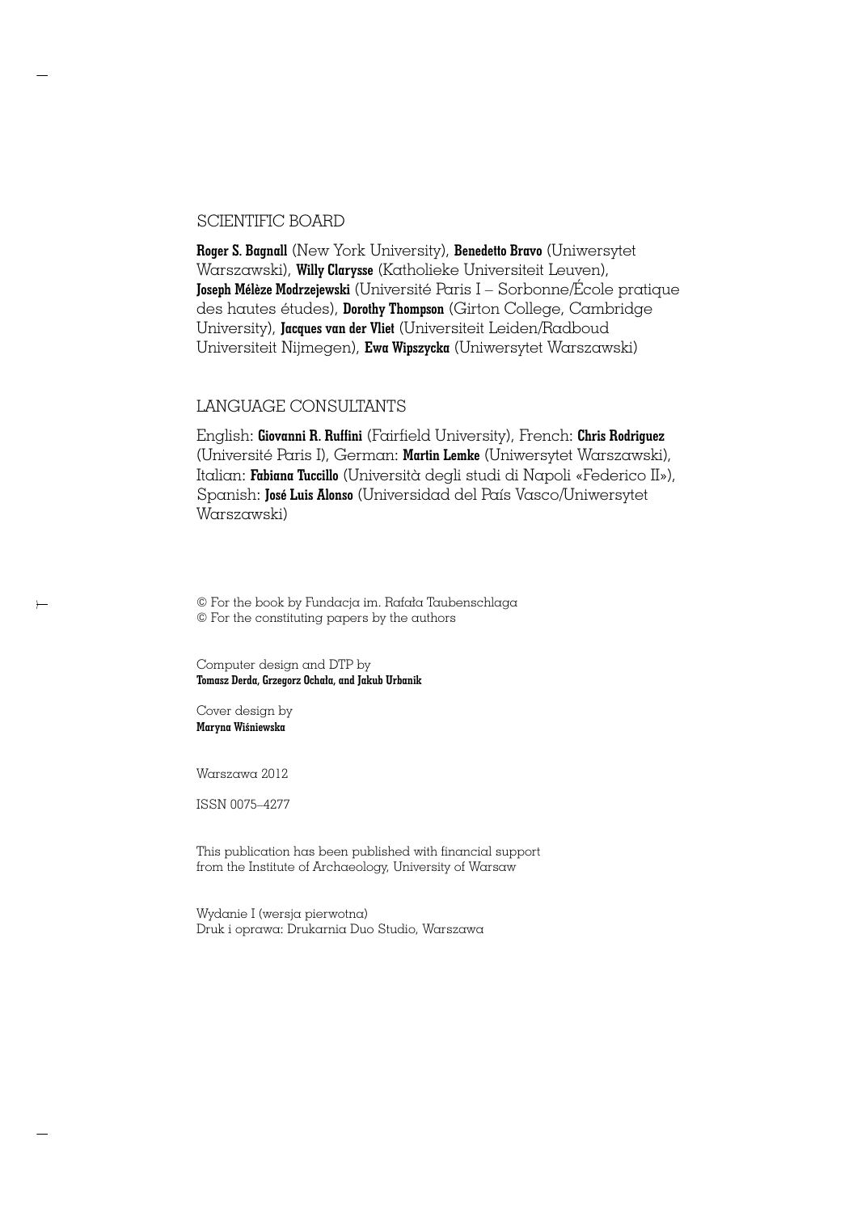## SCIENTIFIC BOARD

**Roger S. Bagnall** (New York University), **Benedetto Bravo** (Uniwersytet Warszawski), **Willy Clarysse** (Katholieke Universiteit Leuven), **Joseph Mélèze Modrzejewski** (Université Paris I – Sorbonne/École pratique des hautes études), **Dorothy Thompson** (Girton College, Cambridge University), **Jacques van der Vliet** (Universiteit Leiden/Radboud Universiteit Nijmegen), **Ewa Wipszycka** (Uniwersytet Warszawski)

## LANGUAGE CONSULTANTS

English: **Giovanni R. Ruffini** (Fairfield University), French: **Chris Rodriguez** (Université Paris I), German: **Martin Lemke** (Uniwersytet Warszawski), Italian: **Fabiana Tuccillo** (Università degli studi di Napoli «Federico II»), Spanish: **José Luis Alonso** (Universidad del País Vasco/Uniwersytet Warszawski)

© For the book by Fundacja im. Rafała Taubenschlaga
© For the constituting papers by the authors

Computer design and DTP by
**Tomasz Derda, Grzegorz Ochała, and Jakub Urbanik**

Cover design by
**Maryna Wiśniewska**

Warszawa 2012

ISSN 0075–4277

This publication has been published with financial support from the Institute of Archaeology, University of Warsaw

Wydanie I (wersja pierwotna)
Druk i oprawa: Drukarnia Duo Studio, Warszawa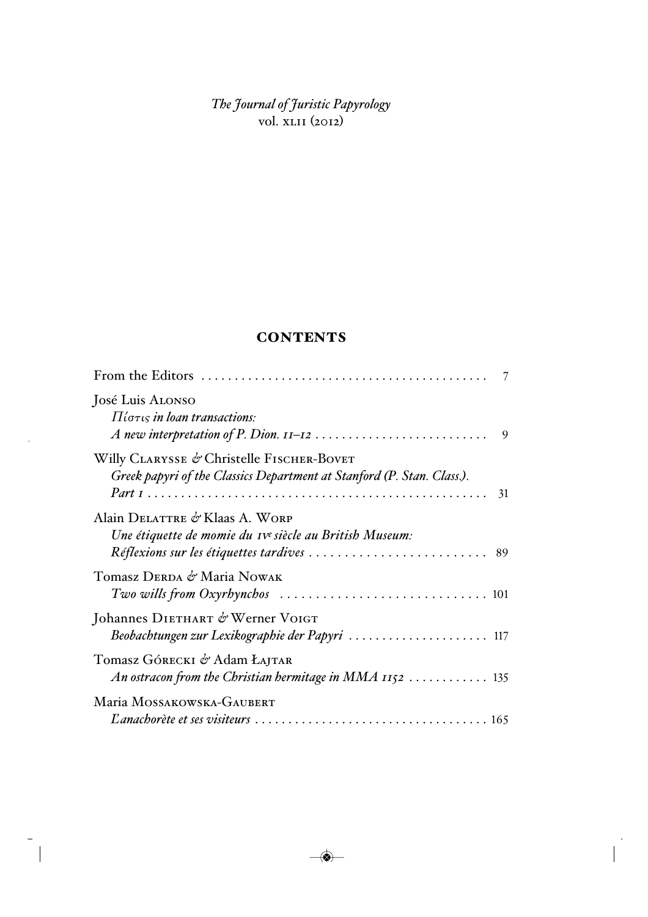*The Journal of Juristic Papyrology*
vol. XLII (2012)

## CONTENTS

From the Editors .......................................... 7

José Luis ALONSO
*Πίστις in loan transactions: A new interpretation of P. Dion. 11–12* .......................... 9

Willy CLARYSSE & Christelle FISCHER-BOVET
*Greek papyri of the Classics Department at Stanford (P. Stan. Class.). Part 1* .......................... 31

Alain DELATTRE & Klaas A. WORP
*Une étiquette de momie du IVe siècle au British Museum: Réflexions sur les étiquettes tardives* .......................... 89

Tomasz DERDA & Maria NOWAK
*Two wills from Oxyrhynchos* .......................... 101

Johannes DIETHART & Werner VOIGT
*Beobachtungen zur Lexikographie der Papyri* .......................... 117

Tomasz GÓRECKI & Adam ŁAJTAR
*An ostracon from the Christian hermitage in MMA 1152* .......................... 135

Maria MOSSAKOWSKA-GAUBERT
*L'anachorète et ses visiteurs* .......................... 165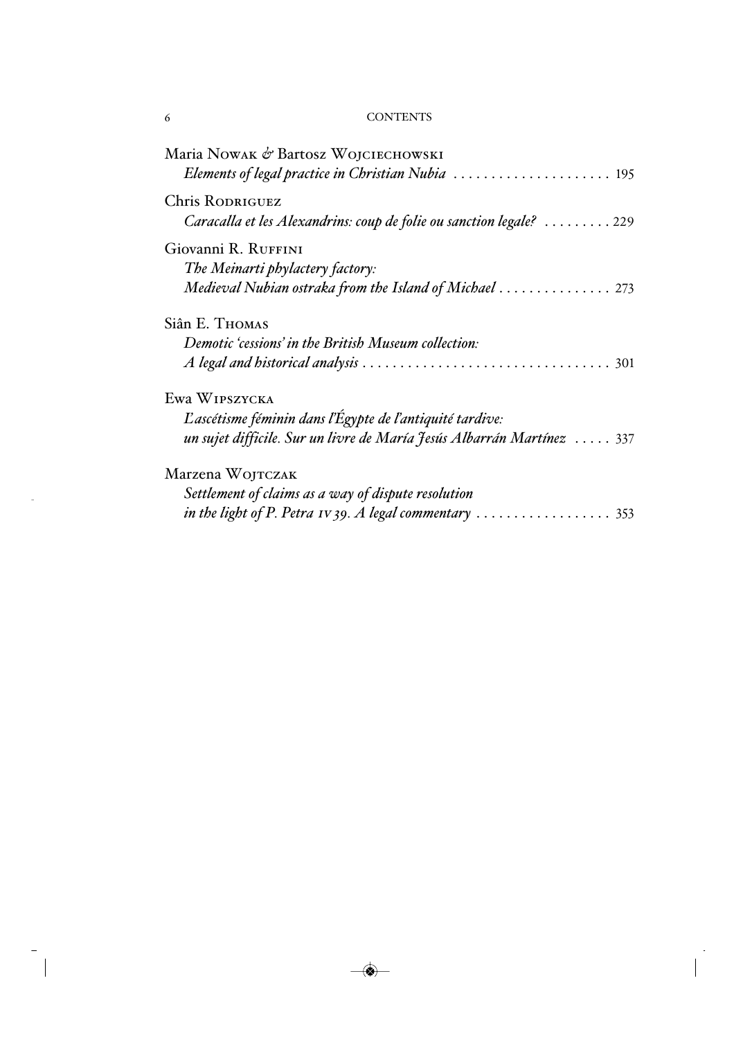Maria Nowak & Bartosz Wojciechowski
*Elements of legal practice in Christian Nubia* . . . . . . . . . . . . . . . . . . . . . 195

Chris Rodriguez
*Caracalla et les Alexandrins: coup de folie ou sanction legale?* . . . . . . . . . 229

Giovanni R. Ruffini
*The Meinarti phylactery factory:*
*Medieval Nubian ostraka from the Island of Michael* . . . . . . . . . . . . . . . 273

Siân E. Thomas
*Demotic 'cessions' in the British Museum collection:*
*A legal and historical analysis* . . . . . . . . . . . . . . . . . . . . . . . . . . . . . . . . . 301

Ewa Wipszycka
*L'ascétisme féminin dans l'Égypte de l'antiquité tardive:*
*un sujet difficile. Sur un livre de María Jesús Albarrán Martínez* . . . . . 337

Marzena Wojtczak
*Settlement of claims as a way of dispute resolution*
*in the light of P. Petra iv 39. A legal commentary* . . . . . . . . . . . . . . . . . . 353